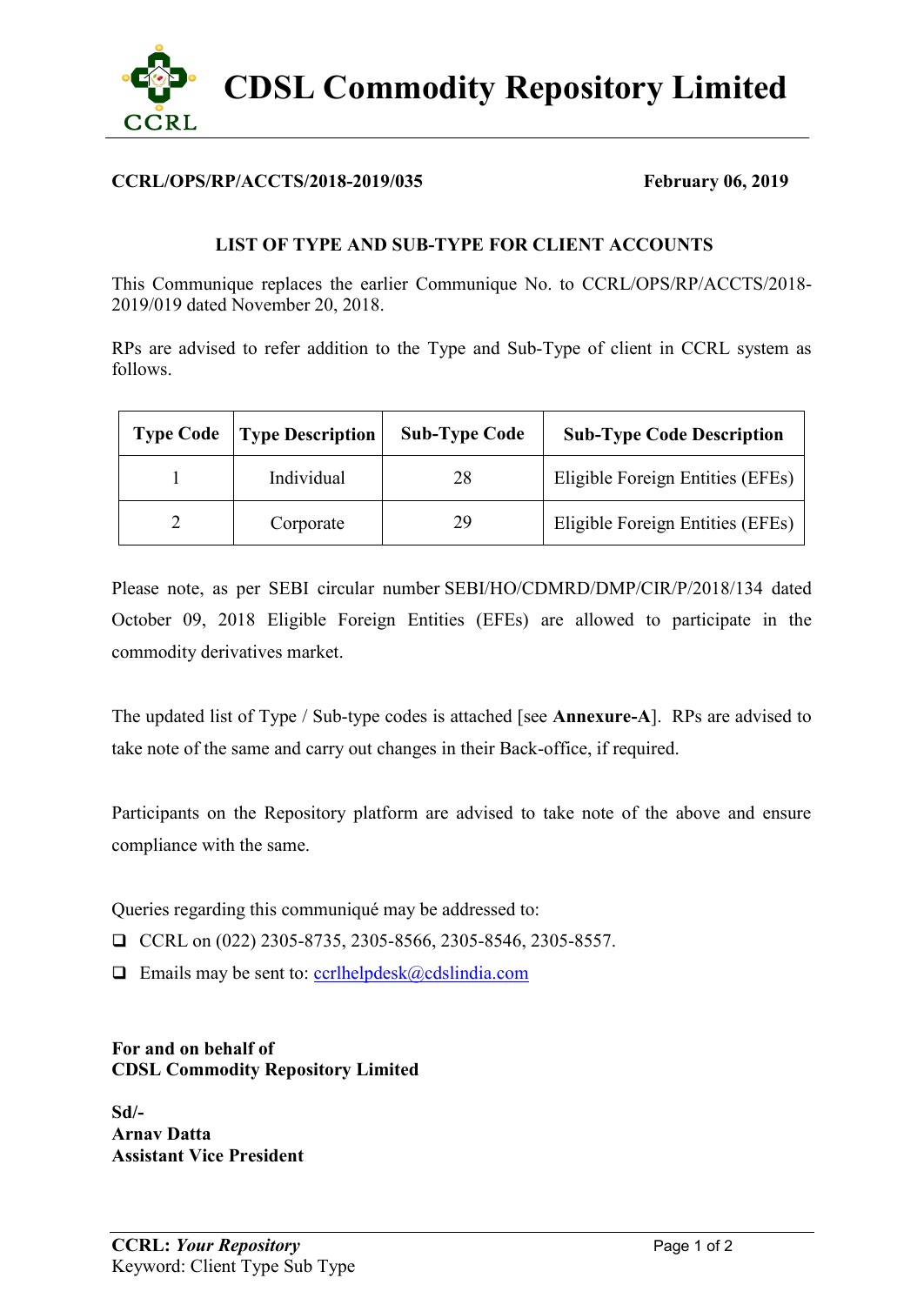# CDSL Commodity Repository Limited

**CCRL/OPS/RP/ACCTS/2018-2019/035** **February 06, 2019**

**LIST OF TYPE AND SUB-TYPE FOR CLIENT ACCOUNTS**

This Communique replaces the earlier Communique No. to CCRL/OPS/RP/ACCTS/2018-2019/019 dated November 20, 2018.

RPs are advised to refer addition to the Type and Sub-Type of client in CCRL system as follows.

| Type Code | Type Description | Sub-Type Code | Sub-Type Code Description |
|---|---|---|---|
| 1 | Individual | 28 | Eligible Foreign Entities (EFEs) |
| 2 | Corporate | 29 | Eligible Foreign Entities (EFEs) |

Please note, as per SEBI circular number SEBI/HO/CDMRD/DMP/CIR/P/2018/134 dated October 09, 2018 Eligible Foreign Entities (EFEs) are allowed to participate in the commodity derivatives market.

The updated list of Type / Sub-type codes is attached [see **Annexure-A**]. RPs are advised to take note of the same and carry out changes in their Back-office, if required.

Participants on the Repository platform are advised to take note of the above and ensure compliance with the same.

Queries regarding this communiqué may be addressed to:

- CCRL on (022) 2305-8735, 2305-8566, 2305-8546, 2305-8557.
- Emails may be sent to: ccrlhelpdesk@cdslindia.com

**For and on behalf of**
**CDSL Commodity Repository Limited**

**Sd/-**
**Arnav Datta**
**Assistant Vice President**

**CCRL:** ***Your Repository***
Keyword: Client Type Sub Type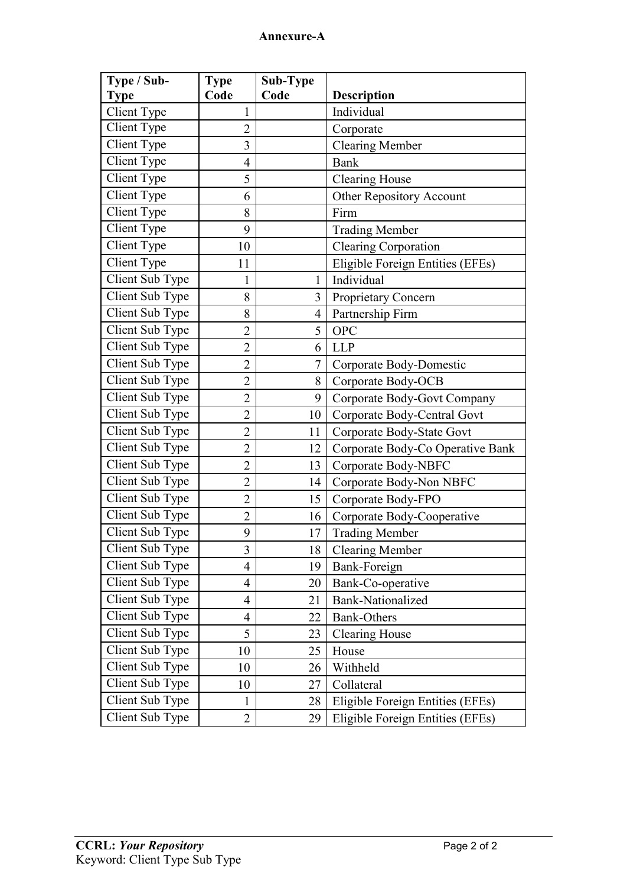**Annexure-A**

| Type / Sub-Type | Type Code | Sub-Type Code | Description |
|---|---|---|---|
| Client Type | 1 | | Individual |
| Client Type | 2 | | Corporate |
| Client Type | 3 | | Clearing Member |
| Client Type | 4 | | Bank |
| Client Type | 5 | | Clearing House |
| Client Type | 6 | | Other Repository Account |
| Client Type | 8 | | Firm |
| Client Type | 9 | | Trading Member |
| Client Type | 10 | | Clearing Corporation |
| Client Type | 11 | | Eligible Foreign Entities (EFEs) |
| Client Sub Type | 1 | 1 | Individual |
| Client Sub Type | 8 | 3 | Proprietary Concern |
| Client Sub Type | 8 | 4 | Partnership Firm |
| Client Sub Type | 2 | 5 | OPC |
| Client Sub Type | 2 | 6 | LLP |
| Client Sub Type | 2 | 7 | Corporate Body-Domestic |
| Client Sub Type | 2 | 8 | Corporate Body-OCB |
| Client Sub Type | 2 | 9 | Corporate Body-Govt Company |
| Client Sub Type | 2 | 10 | Corporate Body-Central Govt |
| Client Sub Type | 2 | 11 | Corporate Body-State Govt |
| Client Sub Type | 2 | 12 | Corporate Body-Co Operative Bank |
| Client Sub Type | 2 | 13 | Corporate Body-NBFC |
| Client Sub Type | 2 | 14 | Corporate Body-Non NBFC |
| Client Sub Type | 2 | 15 | Corporate Body-FPO |
| Client Sub Type | 2 | 16 | Corporate Body-Cooperative |
| Client Sub Type | 9 | 17 | Trading Member |
| Client Sub Type | 3 | 18 | Clearing Member |
| Client Sub Type | 4 | 19 | Bank-Foreign |
| Client Sub Type | 4 | 20 | Bank-Co-operative |
| Client Sub Type | 4 | 21 | Bank-Nationalized |
| Client Sub Type | 4 | 22 | Bank-Others |
| Client Sub Type | 5 | 23 | Clearing House |
| Client Sub Type | 10 | 25 | House |
| Client Sub Type | 10 | 26 | Withheld |
| Client Sub Type | 10 | 27 | Collateral |
| Client Sub Type | 1 | 28 | Eligible Foreign Entities (EFEs) |
| Client Sub Type | 2 | 29 | Eligible Foreign Entities (EFEs) |